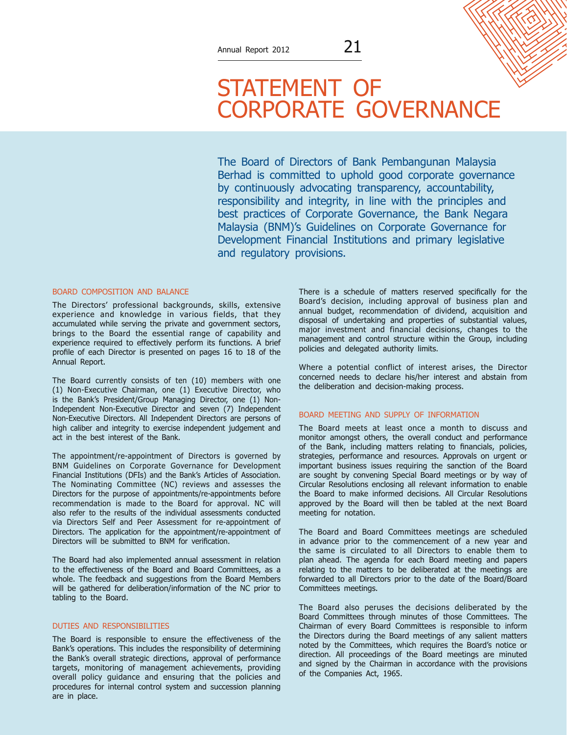# STATEMENT OF CORPORATE GOVERNANCE

The Board of Directors of Bank Pembangunan Malaysia Berhad is committed to uphold good corporate governance by continuously advocating transparency, accountability, responsibility and integrity, in line with the principles and best practices of Corporate Governance, the Bank Negara Malaysia (BNM)'s Guidelines on Corporate Governance for Development Financial Institutions and primary legislative and regulatory provisions.

## BOARD COMPOSITION AND BALANCE

The Directors' professional backgrounds, skills, extensive experience and knowledge in various fields, that they accumulated while serving the private and government sectors, brings to the Board the essential range of capability and experience required to effectively perform its functions. A brief profile of each Director is presented on pages 16 to 18 of the Annual Report.

The Board currently consists of ten (10) members with one (1) Non-Executive Chairman, one (1) Executive Director, who is the Bank's President/Group Managing Director, one (1) Non-Independent Non-Executive Director and seven (7) Independent Non-Executive Directors. All Independent Directors are persons of high caliber and integrity to exercise independent judgement and act in the best interest of the Bank.

The appointment/re-appointment of Directors is governed by BNM Guidelines on Corporate Governance for Development Financial Institutions (DFIs) and the Bank's Articles of Association. The Nominating Committee (NC) reviews and assesses the Directors for the purpose of appointments/re-appointments before recommendation is made to the Board for approval. NC will also refer to the results of the individual assessments conducted via Directors Self and Peer Assessment for re-appointment of Directors. The application for the appointment/re-appointment of Directors will be submitted to BNM for verification.

The Board had also implemented annual assessment in relation to the effectiveness of the Board and Board Committees, as a whole. The feedback and suggestions from the Board Members will be gathered for deliberation/information of the NC prior to tabling to the Board.

## DUTIES AND RESPONSIBILITIES

The Board is responsible to ensure the effectiveness of the Bank's operations. This includes the responsibility of determining the Bank's overall strategic directions, approval of performance targets, monitoring of management achievements, providing overall policy guidance and ensuring that the policies and procedures for internal control system and succession planning are in place.

There is a schedule of matters reserved specifically for the Board's decision, including approval of business plan and annual budget, recommendation of dividend, acquisition and disposal of undertaking and properties of substantial values, major investment and financial decisions, changes to the management and control structure within the Group, including policies and delegated authority limits.

Where a potential conflict of interest arises, the Director concerned needs to declare his/her interest and abstain from the deliberation and decision-making process.

## BOARD MEETING AND SUPPLY OF INFORMATION

The Board meets at least once a month to discuss and monitor amongst others, the overall conduct and performance of the Bank, including matters relating to financials, policies, strategies, performance and resources. Approvals on urgent or important business issues requiring the sanction of the Board are sought by convening Special Board meetings or by way of Circular Resolutions enclosing all relevant information to enable the Board to make informed decisions. All Circular Resolutions approved by the Board will then be tabled at the next Board meeting for notation.

The Board and Board Committees meetings are scheduled in advance prior to the commencement of a new year and the same is circulated to all Directors to enable them to plan ahead. The agenda for each Board meeting and papers relating to the matters to be deliberated at the meetings are forwarded to all Directors prior to the date of the Board/Board Committees meetings.

The Board also peruses the decisions deliberated by the Board Committees through minutes of those Committees. The Chairman of every Board Committees is responsible to inform the Directors during the Board meetings of any salient matters noted by the Committees, which requires the Board's notice or direction. All proceedings of the Board meetings are minuted and signed by the Chairman in accordance with the provisions of the Companies Act, 1965.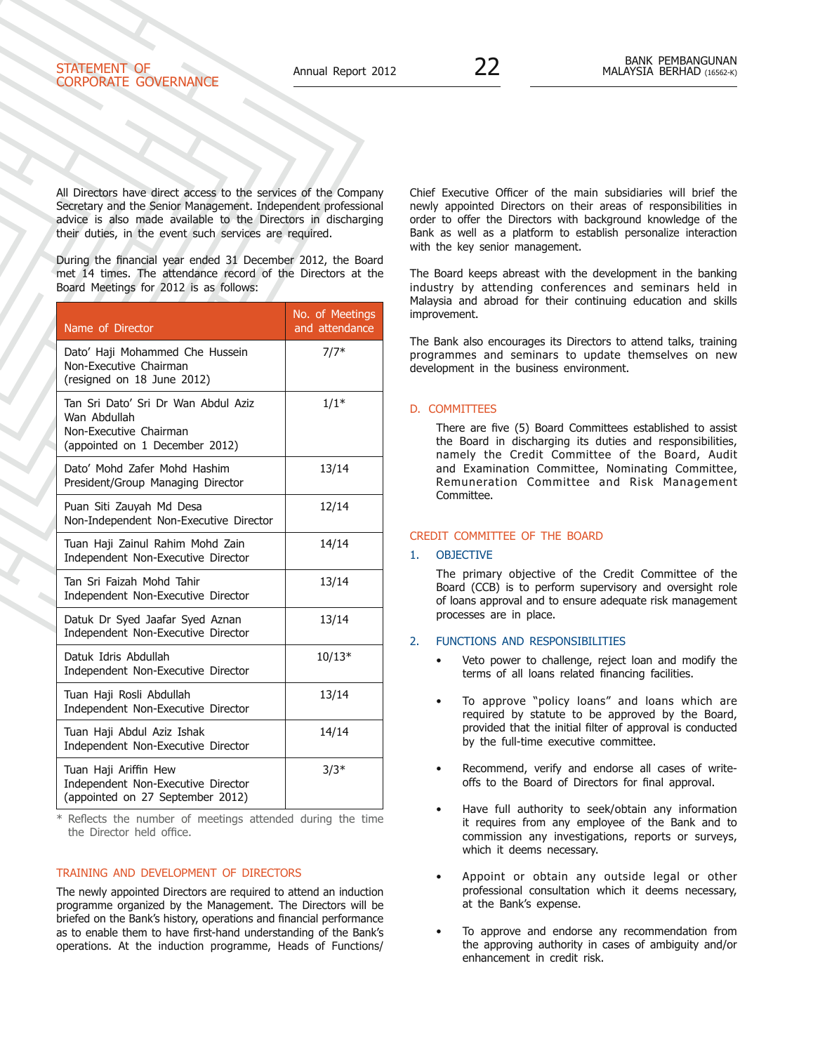All Directors have direct access to the services of the Company Secretary and the Senior Management. Independent professional advice is also made available to the Directors in discharging their duties, in the event such services are required.

During the financial year ended 31 December 2012, the Board met 14 times. The attendance record of the Directors at the Board Meetings for 2012 is as follows:

| Name of Director | No. of Meetings and attendance |
|---|---|
| Dato' Haji Mohammed Che Hussein<br>Non-Executive Chairman<br>(resigned on 18 June 2012) | 7/7* |
| Tan Sri Dato' Sri Dr Wan Abdul Aziz Wan Abdullah<br>Non-Executive Chairman<br>(appointed on 1 December 2012) | 1/1* |
| Dato' Mohd Zafer Mohd Hashim<br>President/Group Managing Director | 13/14 |
| Puan Siti Zauyah Md Desa<br>Non-Independent Non-Executive Director | 12/14 |
| Tuan Haji Zainul Rahim Mohd Zain<br>Independent Non-Executive Director | 14/14 |
| Tan Sri Faizah Mohd Tahir<br>Independent Non-Executive Director | 13/14 |
| Datuk Dr Syed Jaafar Syed Aznan<br>Independent Non-Executive Director | 13/14 |
| Datuk Idris Abdullah<br>Independent Non-Executive Director | 10/13* |
| Tuan Haji Rosli Abdullah<br>Independent Non-Executive Director | 13/14 |
| Tuan Haji Abdul Aziz Ishak<br>Independent Non-Executive Director | 14/14 |
| Tuan Haji Ariffin Hew<br>Independent Non-Executive Director<br>(appointed on 27 September 2012) | 3/3* |

\* Reflects the number of meetings attended during the time the Director held office.

## TRAINING AND DEVELOPMENT OF DIRECTORS

The newly appointed Directors are required to attend an induction programme organized by the Management. The Directors will be briefed on the Bank's history, operations and financial performance as to enable them to have first-hand understanding of the Bank's operations. At the induction programme, Heads of Functions/Chief Executive Officer of the main subsidiaries will brief the newly appointed Directors on their areas of responsibilities in order to offer the Directors with background knowledge of the Bank as well as a platform to establish personalize interaction with the key senior management.

The Board keeps abreast with the development in the banking industry by attending conferences and seminars held in Malaysia and abroad for their continuing education and skills improvement.

The Bank also encourages its Directors to attend talks, training programmes and seminars to update themselves on new development in the business environment.

## D. COMMITTEES

There are five (5) Board Committees established to assist the Board in discharging its duties and responsibilities, namely the Credit Committee of the Board, Audit and Examination Committee, Nominating Committee, Remuneration Committee and Risk Management Committee.

## CREDIT COMMITTEE OF THE BOARD

### 1. OBJECTIVE

The primary objective of the Credit Committee of the Board (CCB) is to perform supervisory and oversight role of loans approval and to ensure adequate risk management processes are in place.

### 2. FUNCTIONS AND RESPONSIBILITIES

- Veto power to challenge, reject loan and modify the terms of all loans related financing facilities.
- To approve "policy loans" and loans which are required by statute to be approved by the Board, provided that the initial filter of approval is conducted by the full-time executive committee.
- Recommend, verify and endorse all cases of write-offs to the Board of Directors for final approval.
- Have full authority to seek/obtain any information it requires from any employee of the Bank and to commission any investigations, reports or surveys, which it deems necessary.
- Appoint or obtain any outside legal or other professional consultation which it deems necessary, at the Bank's expense.
- To approve and endorse any recommendation from the approving authority in cases of ambiguity and/or enhancement in credit risk.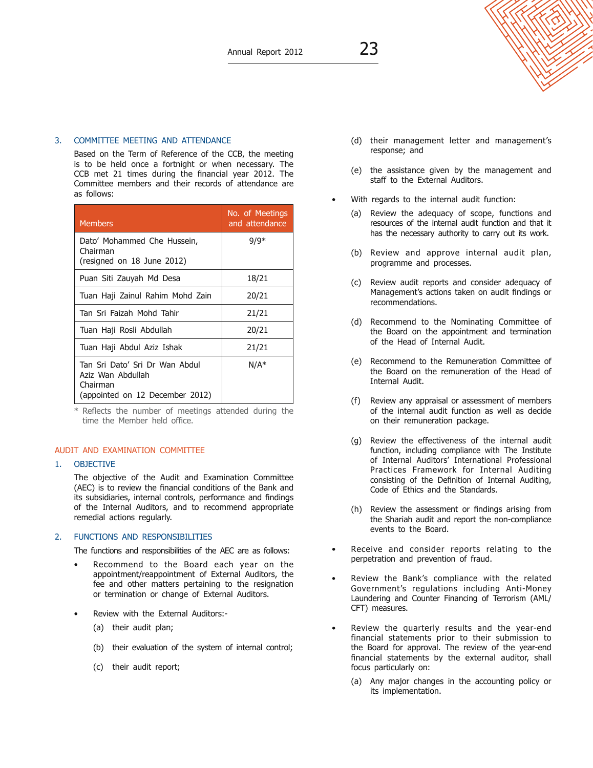### 3. COMMITTEE MEETING AND ATTENDANCE

Based on the Term of Reference of the CCB, the meeting is to be held once a fortnight or when necessary. The CCB met 21 times during the financial year 2012. The Committee members and their records of attendance are as follows:

| Members | No. of Meetings and attendance |
|---|---|
| Dato' Mohammed Che Hussein, Chairman (resigned on 18 June 2012) | 9/9* |
| Puan Siti Zauyah Md Desa | 18/21 |
| Tuan Haji Zainul Rahim Mohd Zain | 20/21 |
| Tan Sri Faizah Mohd Tahir | 21/21 |
| Tuan Haji Rosli Abdullah | 20/21 |
| Tuan Haji Abdul Aziz Ishak | 21/21 |
| Tan Sri Dato' Sri Dr Wan Abdul Aziz Wan Abdullah Chairman (appointed on 12 December 2012) | N/A* |

\* Reflects the number of meetings attended during the time the Member held office.

## AUDIT AND EXAMINATION COMMITTEE

### 1. OBJECTIVE

The objective of the Audit and Examination Committee (AEC) is to review the financial conditions of the Bank and its subsidiaries, internal controls, performance and findings of the Internal Auditors, and to recommend appropriate remedial actions regularly.

### 2. FUNCTIONS AND RESPONSIBILITIES

The functions and responsibilities of the AEC are as follows:

- Recommend to the Board each year on the appointment/reappointment of External Auditors, the fee and other matters pertaining to the resignation or termination or change of External Auditors.

- Review with the External Auditors:-
  - (a) their audit plan;
  - (b) their evaluation of the system of internal control;
  - (c) their audit report;
  - (d) their management letter and management's response; and
  - (e) the assistance given by the management and staff to the External Auditors.

- With regards to the internal audit function:
  - (a) Review the adequacy of scope, functions and resources of the internal audit function and that it has the necessary authority to carry out its work.
  - (b) Review and approve internal audit plan, programme and processes.
  - (c) Review audit reports and consider adequacy of Management's actions taken on audit findings or recommendations.
  - (d) Recommend to the Nominating Committee of the Board on the appointment and termination of the Head of Internal Audit.
  - (e) Recommend to the Remuneration Committee of the Board on the remuneration of the Head of Internal Audit.
  - (f) Review any appraisal or assessment of members of the internal audit function as well as decide on their remuneration package.
  - (g) Review the effectiveness of the internal audit function, including compliance with The Institute of Internal Auditors' International Professional Practices Framework for Internal Auditing consisting of the Definition of Internal Auditing, Code of Ethics and the Standards.
  - (h) Review the assessment or findings arising from the Shariah audit and report the non-compliance events to the Board.

- Receive and consider reports relating to the perpetration and prevention of fraud.

- Review the Bank's compliance with the related Government's regulations including Anti-Money Laundering and Counter Financing of Terrorism (AML/CFT) measures.

- Review the quarterly results and the year-end financial statements prior to their submission to the Board for approval. The review of the year-end financial statements by the external auditor, shall focus particularly on:
  - (a) Any major changes in the accounting policy or its implementation.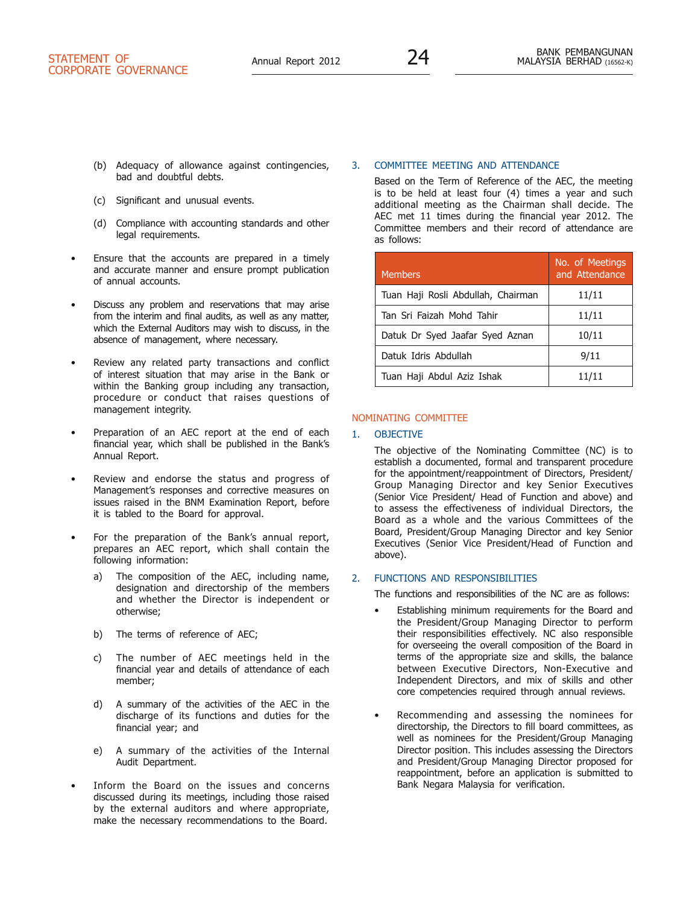(b) Adequacy of allowance against contingencies, bad and doubtful debts.

(c) Significant and unusual events.

(d) Compliance with accounting standards and other legal requirements.

- Ensure that the accounts are prepared in a timely and accurate manner and ensure prompt publication of annual accounts.

- Discuss any problem and reservations that may arise from the interim and final audits, as well as any matter, which the External Auditors may wish to discuss, in the absence of management, where necessary.

- Review any related party transactions and conflict of interest situation that may arise in the Bank or within the Banking group including any transaction, procedure or conduct that raises questions of management integrity.

- Preparation of an AEC report at the end of each financial year, which shall be published in the Bank's Annual Report.

- Review and endorse the status and progress of Management's responses and corrective measures on issues raised in the BNM Examination Report, before it is tabled to the Board for approval.

- For the preparation of the Bank's annual report, prepares an AEC report, which shall contain the following information:

  a) The composition of the AEC, including name, designation and directorship of the members and whether the Director is independent or otherwise;

  b) The terms of reference of AEC;

  c) The number of AEC meetings held in the financial year and details of attendance of each member;

  d) A summary of the activities of the AEC in the discharge of its functions and duties for the financial year; and

  e) A summary of the activities of the Internal Audit Department.

- Inform the Board on the issues and concerns discussed during its meetings, including those raised by the external auditors and where appropriate, make the necessary recommendations to the Board.

### 3. COMMITTEE MEETING AND ATTENDANCE

Based on the Term of Reference of the AEC, the meeting is to be held at least four (4) times a year and such additional meeting as the Chairman shall decide. The AEC met 11 times during the financial year 2012. The Committee members and their record of attendance are as follows:

| Members | No. of Meetings and Attendance |
|---|---|
| Tuan Haji Rosli Abdullah, Chairman | 11/11 |
| Tan Sri Faizah Mohd Tahir | 11/11 |
| Datuk Dr Syed Jaafar Syed Aznan | 10/11 |
| Datuk Idris Abdullah | 9/11 |
| Tuan Haji Abdul Aziz Ishak | 11/11 |

## NOMINATING COMMITTEE

### 1. OBJECTIVE

The objective of the Nominating Committee (NC) is to establish a documented, formal and transparent procedure for the appointment/reappointment of Directors, President/ Group Managing Director and key Senior Executives (Senior Vice President/ Head of Function and above) and to assess the effectiveness of individual Directors, the Board as a whole and the various Committees of the Board, President/Group Managing Director and key Senior Executives (Senior Vice President/Head of Function and above).

### 2. FUNCTIONS AND RESPONSIBILITIES

The functions and responsibilities of the NC are as follows:

- Establishing minimum requirements for the Board and the President/Group Managing Director to perform their responsibilities effectively. NC also responsible for overseeing the overall composition of the Board in terms of the appropriate size and skills, the balance between Executive Directors, Non-Executive and Independent Directors, and mix of skills and other core competencies required through annual reviews.

- Recommending and assessing the nominees for directorship, the Directors to fill board committees, as well as nominees for the President/Group Managing Director position. This includes assessing the Directors and President/Group Managing Director proposed for reappointment, before an application is submitted to Bank Negara Malaysia for verification.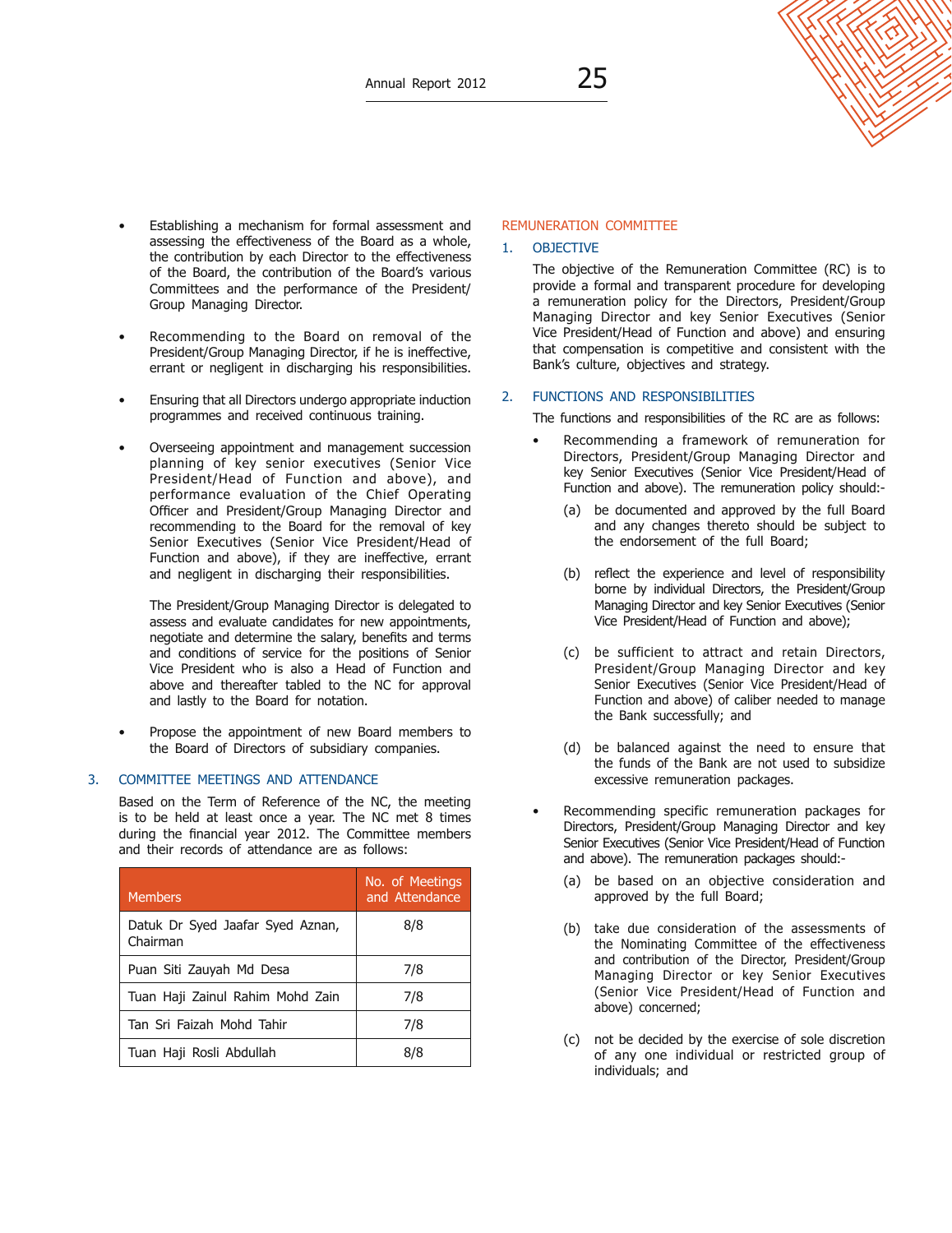- Establishing a mechanism for formal assessment and assessing the effectiveness of the Board as a whole, the contribution by each Director to the effectiveness of the Board, the contribution of the Board's various Committees and the performance of the President/ Group Managing Director.

- Recommending to the Board on removal of the President/Group Managing Director, if he is ineffective, errant or negligent in discharging his responsibilities.

- Ensuring that all Directors undergo appropriate induction programmes and received continuous training.

- Overseeing appointment and management succession planning of key senior executives (Senior Vice President/Head of Function and above), and performance evaluation of the Chief Operating Officer and President/Group Managing Director and recommending to the Board for the removal of key Senior Executives (Senior Vice President/Head of Function and above), if they are ineffective, errant and negligent in discharging their responsibilities.

  The President/Group Managing Director is delegated to assess and evaluate candidates for new appointments, negotiate and determine the salary, benefits and terms and conditions of service for the positions of Senior Vice President who is also a Head of Function and above and thereafter tabled to the NC for approval and lastly to the Board for notation.

- Propose the appointment of new Board members to the Board of Directors of subsidiary companies.

### 3. COMMITTEE MEETINGS AND ATTENDANCE

Based on the Term of Reference of the NC, the meeting is to be held at least once a year. The NC met 8 times during the financial year 2012. The Committee members and their records of attendance are as follows:

| Members | No. of Meetings and Attendance |
|---|---|
| Datuk Dr Syed Jaafar Syed Aznan, Chairman | 8/8 |
| Puan Siti Zauyah Md Desa | 7/8 |
| Tuan Haji Zainul Rahim Mohd Zain | 7/8 |
| Tan Sri Faizah Mohd Tahir | 7/8 |
| Tuan Haji Rosli Abdullah | 8/8 |

## REMUNERATION COMMITTEE

### 1. OBJECTIVE

The objective of the Remuneration Committee (RC) is to provide a formal and transparent procedure for developing a remuneration policy for the Directors, President/Group Managing Director and key Senior Executives (Senior Vice President/Head of Function and above) and ensuring that compensation is competitive and consistent with the Bank's culture, objectives and strategy.

### 2. FUNCTIONS AND RESPONSIBILITIES

The functions and responsibilities of the RC are as follows:

- Recommending a framework of remuneration for Directors, President/Group Managing Director and key Senior Executives (Senior Vice President/Head of Function and above). The remuneration policy should:-

  (a) be documented and approved by the full Board and any changes thereto should be subject to the endorsement of the full Board;

  (b) reflect the experience and level of responsibility borne by individual Directors, the President/Group Managing Director and key Senior Executives (Senior Vice President/Head of Function and above);

  (c) be sufficient to attract and retain Directors, President/Group Managing Director and key Senior Executives (Senior Vice President/Head of Function and above) of caliber needed to manage the Bank successfully; and

  (d) be balanced against the need to ensure that the funds of the Bank are not used to subsidize excessive remuneration packages.

- Recommending specific remuneration packages for Directors, President/Group Managing Director and key Senior Executives (Senior Vice President/Head of Function and above). The remuneration packages should:-

  (a) be based on an objective consideration and approved by the full Board;

  (b) take due consideration of the assessments of the Nominating Committee of the effectiveness and contribution of the Director, President/Group Managing Director or key Senior Executives (Senior Vice President/Head of Function and above) concerned;

  (c) not be decided by the exercise of sole discretion of any one individual or restricted group of individuals; and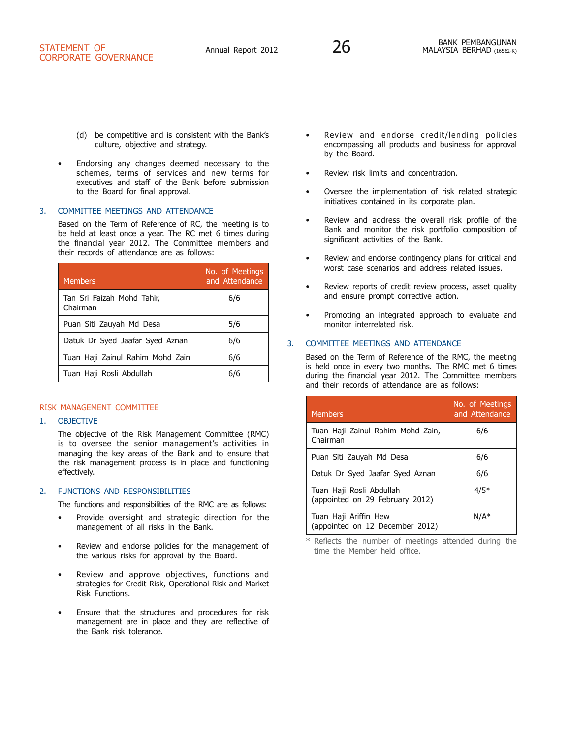(d) be competitive and is consistent with the Bank's culture, objective and strategy.

- Endorsing any changes deemed necessary to the schemes, terms of services and new terms for executives and staff of the Bank before submission to the Board for final approval.

### 3. COMMITTEE MEETINGS AND ATTENDANCE

Based on the Term of Reference of RC, the meeting is to be held at least once a year. The RC met 6 times during the financial year 2012. The Committee members and their records of attendance are as follows:

| Members | No. of Meetings and Attendance |
|---|---|
| Tan Sri Faizah Mohd Tahir, Chairman | 6/6 |
| Puan Siti Zauyah Md Desa | 5/6 |
| Datuk Dr Syed Jaafar Syed Aznan | 6/6 |
| Tuan Haji Zainul Rahim Mohd Zain | 6/6 |
| Tuan Haji Rosli Abdullah | 6/6 |

## RISK MANAGEMENT COMMITTEE

### 1. OBJECTIVE

The objective of the Risk Management Committee (RMC) is to oversee the senior management's activities in managing the key areas of the Bank and to ensure that the risk management process is in place and functioning effectively.

### 2. FUNCTIONS AND RESPONSIBILITIES

The functions and responsibilities of the RMC are as follows:

- Provide oversight and strategic direction for the management of all risks in the Bank.
- Review and endorse policies for the management of the various risks for approval by the Board.
- Review and approve objectives, functions and strategies for Credit Risk, Operational Risk and Market Risk Functions.
- Ensure that the structures and procedures for risk management are in place and they are reflective of the Bank risk tolerance.
- Review and endorse credit/lending policies encompassing all products and business for approval by the Board.
- Review risk limits and concentration.
- Oversee the implementation of risk related strategic initiatives contained in its corporate plan.
- Review and address the overall risk profile of the Bank and monitor the risk portfolio composition of significant activities of the Bank.
- Review and endorse contingency plans for critical and worst case scenarios and address related issues.
- Review reports of credit review process, asset quality and ensure prompt corrective action.
- Promoting an integrated approach to evaluate and monitor interrelated risk.

### 3. COMMITTEE MEETINGS AND ATTENDANCE

Based on the Term of Reference of the RMC, the meeting is held once in every two months. The RMC met 6 times during the financial year 2012. The Committee members and their records of attendance are as follows:

| Members | No. of Meetings and Attendance |
|---|---|
| Tuan Haji Zainul Rahim Mohd Zain, Chairman | 6/6 |
| Puan Siti Zauyah Md Desa | 6/6 |
| Datuk Dr Syed Jaafar Syed Aznan | 6/6 |
| Tuan Haji Rosli Abdullah (appointed on 29 February 2012) | 4/5* |
| Tuan Haji Ariffin Hew (appointed on 12 December 2012) | N/A* |

\* Reflects the number of meetings attended during the time the Member held office.